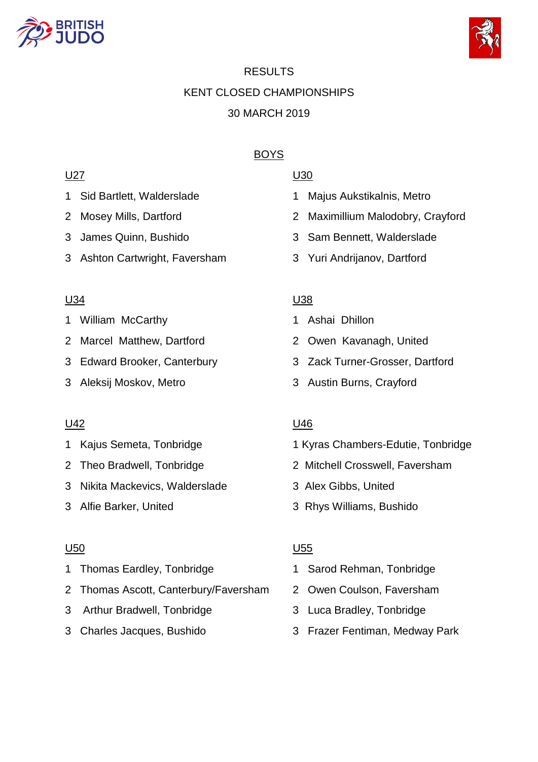# RESULTS

## KENT CLOSED CHAMPIONSHIPS

### 30 MARCH 2019

## BOYS

### U27

1 Sid Bartlett, Walderslade
2 Mosey Mills, Dartford
3 James Quinn, Bushido
3 Ashton Cartwright, Faversham

### U30

1 Majus Aukstikalnis, Metro
2 Maximillium Malodobry, Crayford
3 Sam Bennett, Walderslade
3 Yuri Andrijanov, Dartford

### U34

1 William McCarthy
2 Marcel Matthew, Dartford
3 Edward Brooker, Canterbury
3 Aleksij Moskov, Metro

### U38

1 Ashai Dhillon
2 Owen Kavanagh, United
3 Zack Turner-Grosser, Dartford
3 Austin Burns, Crayford

### U42

1 Kajus Semeta, Tonbridge
2 Theo Bradwell, Tonbridge
3 Nikita Mackevics, Walderslade
3 Alfie Barker, United

### U46

1 Kyras Chambers-Edutie, Tonbridge
2 Mitchell Crosswell, Faversham
3 Alex Gibbs, United
3 Rhys Williams, Bushido

### U50

1 Thomas Eardley, Tonbridge
2 Thomas Ascott, Canterbury/Faversham
3 Arthur Bradwell, Tonbridge
3 Charles Jacques, Bushido

### U55

1 Sarod Rehman, Tonbridge
2 Owen Coulson, Faversham
3 Luca Bradley, Tonbridge
3 Frazer Fentiman, Medway Park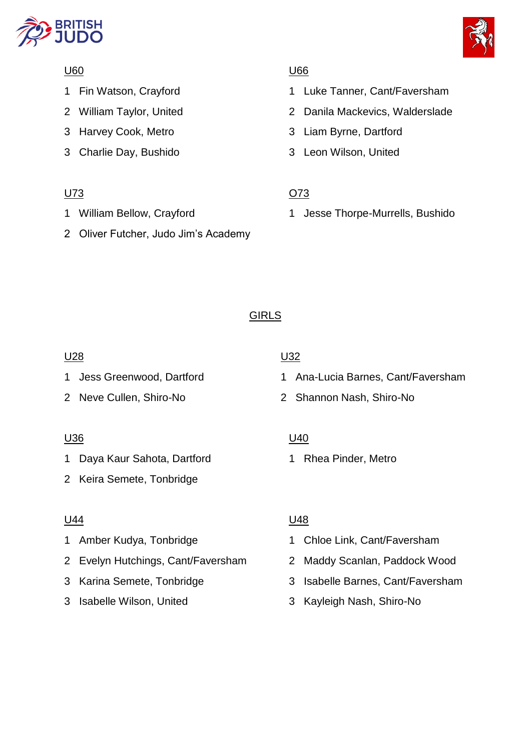U60

1 Fin Watson, Crayford
2 William Taylor, United
3 Harvey Cook, Metro
3 Charlie Day, Bushido

U66

1 Luke Tanner, Cant/Faversham
2 Danila Mackevics, Walderslade
3 Liam Byrne, Dartford
3 Leon Wilson, United

U73

1 William Bellow, Crayford
2 Oliver Futcher, Judo Jim's Academy

O73

1 Jesse Thorpe-Murrells, Bushido

## GIRLS

U28

1 Jess Greenwood, Dartford
2 Neve Cullen, Shiro-No

U32

1 Ana-Lucia Barnes, Cant/Faversham
2 Shannon Nash, Shiro-No

U36

1 Daya Kaur Sahota, Dartford
2 Keira Semete, Tonbridge

U40

1 Rhea Pinder, Metro

U44

1 Amber Kudya, Tonbridge
2 Evelyn Hutchings, Cant/Faversham
3 Karina Semete, Tonbridge
3 Isabelle Wilson, United

U48

1 Chloe Link, Cant/Faversham
2 Maddy Scanlan, Paddock Wood
3 Isabelle Barnes, Cant/Faversham
3 Kayleigh Nash, Shiro-No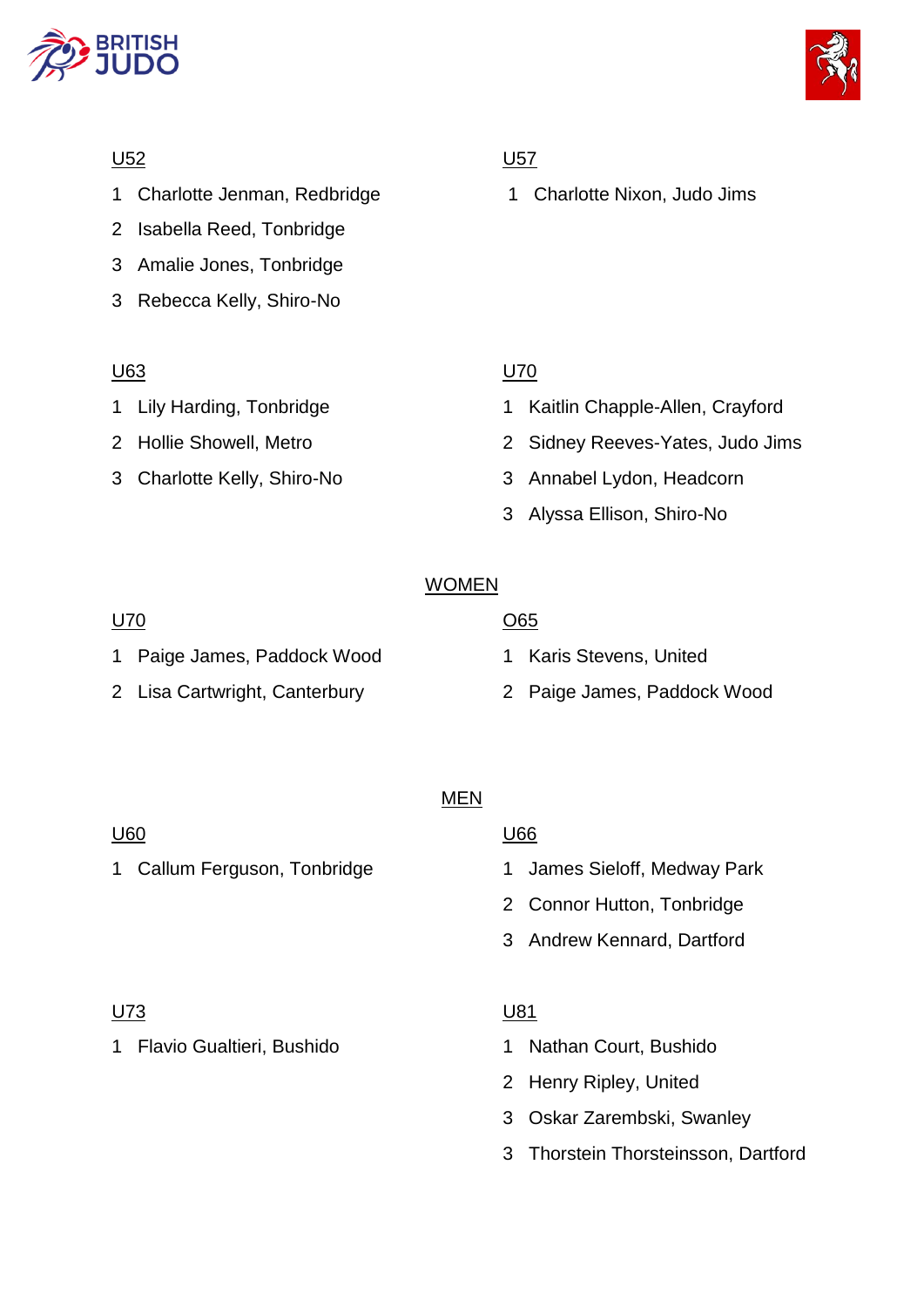U52

1 Charlotte Jenman, Redbridge
2 Isabella Reed, Tonbridge
3 Amalie Jones, Tonbridge
3 Rebecca Kelly, Shiro-No

U57

1 Charlotte Nixon, Judo Jims

U63

1 Lily Harding, Tonbridge
2 Hollie Showell, Metro
3 Charlotte Kelly, Shiro-No

U70

1 Kaitlin Chapple-Allen, Crayford
2 Sidney Reeves-Yates, Judo Jims
3 Annabel Lydon, Headcorn
3 Alyssa Ellison, Shiro-No

## WOMEN

U70

1 Paige James, Paddock Wood
2 Lisa Cartwright, Canterbury

O65

1 Karis Stevens, United
2 Paige James, Paddock Wood

## MEN

U60

1 Callum Ferguson, Tonbridge

U66

1 James Sieloff, Medway Park
2 Connor Hutton, Tonbridge
3 Andrew Kennard, Dartford

U73

1 Flavio Gualtieri, Bushido

U81

1 Nathan Court, Bushido
2 Henry Ripley, United
3 Oskar Zarembski, Swanley
3 Thorstein Thorsteinsson, Dartford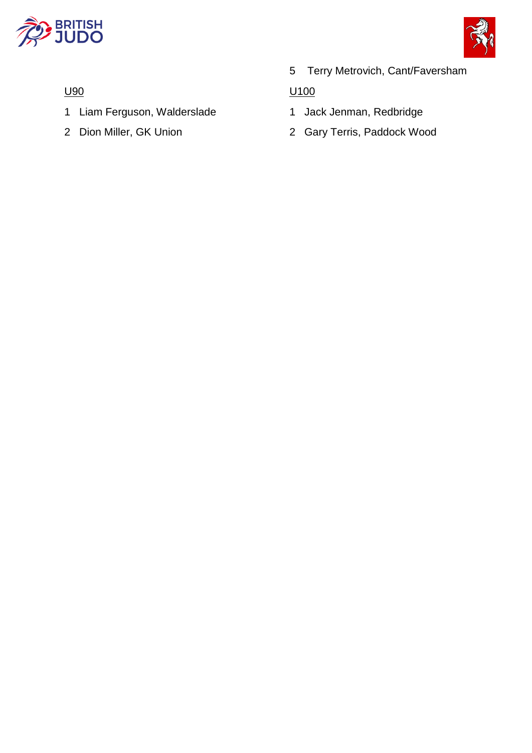5 Terry Metrovich, Cant/Faversham

U90

1 Liam Ferguson, Walderslade

2 Dion Miller, GK Union

U100

1 Jack Jenman, Redbridge

2 Gary Terris, Paddock Wood